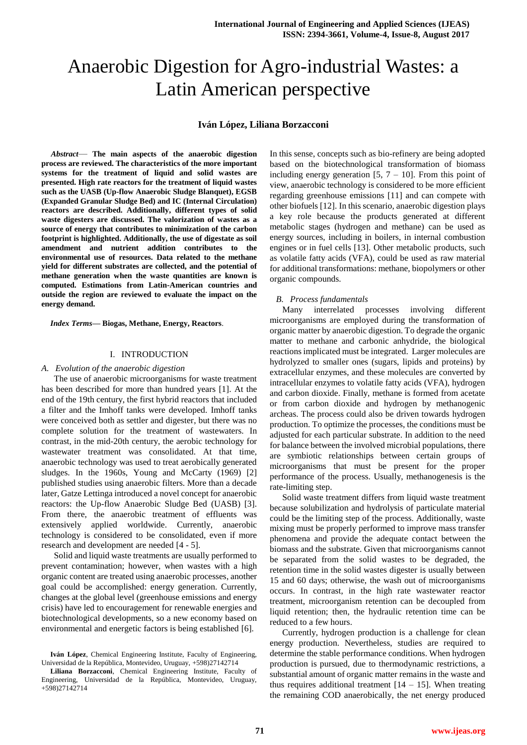# Anaerobic Digestion for Agro-industrial Wastes: a Latin American perspective

**Iván López, Liliana Borzacconi**

***Abstract*— The main aspects of the anaerobic digestion process are reviewed. The characteristics of the more important systems for the treatment of liquid and solid wastes are presented. High rate reactors for the treatment of liquid wastes such as the UASB (Up-flow Anaerobic Sludge Blanquet), EGSB (Expanded Granular Sludge Bed) and IC (Internal Circulation) reactors are described. Additionally, different types of solid waste digesters are discussed. The valorization of wastes as a source of energy that contributes to minimization of the carbon footprint is highlighted. Additionally, the use of digestate as soil amendment and nutrient addition contributes to the environmental use of resources. Data related to the methane yield for different substrates are collected, and the potential of methane generation when the waste quantities are known is computed. Estimations from Latin-American countries and outside the region are reviewed to evaluate the impact on the energy demand.**

***Index Terms*— Biogas, Methane, Energy, Reactors**.

## I. INTRODUCTION

### *A. Evolution of the anaerobic digestion*

The use of anaerobic microorganisms for waste treatment has been described for more than hundred years [1]. At the end of the 19th century, the first hybrid reactors that included a filter and the Imhoff tanks were developed. Imhoff tanks were conceived both as settler and digester, but there was no complete solution for the treatment of wastewaters. In contrast, in the mid-20th century, the aerobic technology for wastewater treatment was consolidated. At that time, anaerobic technology was used to treat aerobically generated sludges. In the 1960s, Young and McCarty (1969) [2] published studies using anaerobic filters. More than a decade later, Gatze Lettinga introduced a novel concept for anaerobic reactors: the Up-flow Anaerobic Sludge Bed (UASB) [3]. From there, the anaerobic treatment of effluents was extensively applied worldwide. Currently, anaerobic technology is considered to be consolidated, even if more research and development are needed [4 - 5].

Solid and liquid waste treatments are usually performed to prevent contamination; however, when wastes with a high organic content are treated using anaerobic processes, another goal could be accomplished: energy generation. Currently, changes at the global level (greenhouse emissions and energy crisis) have led to encouragement for renewable energies and biotechnological developments, so a new economy based on environmental and energetic factors is being established [6].

**Iván López**, Chemical Engineering Institute, Faculty of Engineering, Universidad de la República, Montevideo, Uruguay, +598)27142714

**Liliana Borzacconi**, Chemical Engineering Institute, Faculty of Engineering, Universidad de la República, Montevideo, Uruguay, +598)27142714

In this sense, concepts such as bio-refinery are being adopted based on the biotechnological transformation of biomass including energy generation [5, 7 – 10]. From this point of view, anaerobic technology is considered to be more efficient regarding greenhouse emissions [11] and can compete with other biofuels [12]. In this scenario, anaerobic digestion plays a key role because the products generated at different metabolic stages (hydrogen and methane) can be used as energy sources, including in boilers, in internal combustion engines or in fuel cells [13]. Other metabolic products, such as volatile fatty acids (VFA), could be used as raw material for additional transformations: methane, biopolymers or other organic compounds.

### *B. Process fundamentals*

Many interrelated processes involving different microorganisms are employed during the transformation of organic matter by anaerobic digestion. To degrade the organic matter to methane and carbonic anhydride, the biological reactions implicated must be integrated. Larger molecules are hydrolyzed to smaller ones (sugars, lipids and proteins) by extracellular enzymes, and these molecules are converted by intracellular enzymes to volatile fatty acids (VFA), hydrogen and carbon dioxide. Finally, methane is formed from acetate or from carbon dioxide and hydrogen by methanogenic archeas. The process could also be driven towards hydrogen production. To optimize the processes, the conditions must be adjusted for each particular substrate. In addition to the need for balance between the involved microbial populations, there are symbiotic relationships between certain groups of microorganisms that must be present for the proper performance of the process. Usually, methanogenesis is the rate-limiting step.

Solid waste treatment differs from liquid waste treatment because solubilization and hydrolysis of particulate material could be the limiting step of the process. Additionally, waste mixing must be properly performed to improve mass transfer phenomena and provide the adequate contact between the biomass and the substrate. Given that microorganisms cannot be separated from the solid wastes to be degraded, the retention time in the solid wastes digester is usually between 15 and 60 days; otherwise, the wash out of microorganisms occurs. In contrast, in the high rate wastewater reactor treatment, microorganism retention can be decoupled from liquid retention; then, the hydraulic retention time can be reduced to a few hours.

Currently, hydrogen production is a challenge for clean energy production. Nevertheless, studies are required to determine the stable performance conditions. When hydrogen production is pursued, due to thermodynamic restrictions, a substantial amount of organic matter remains in the waste and thus requires additional treatment [14 – 15]. When treating the remaining COD anaerobically, the net energy produced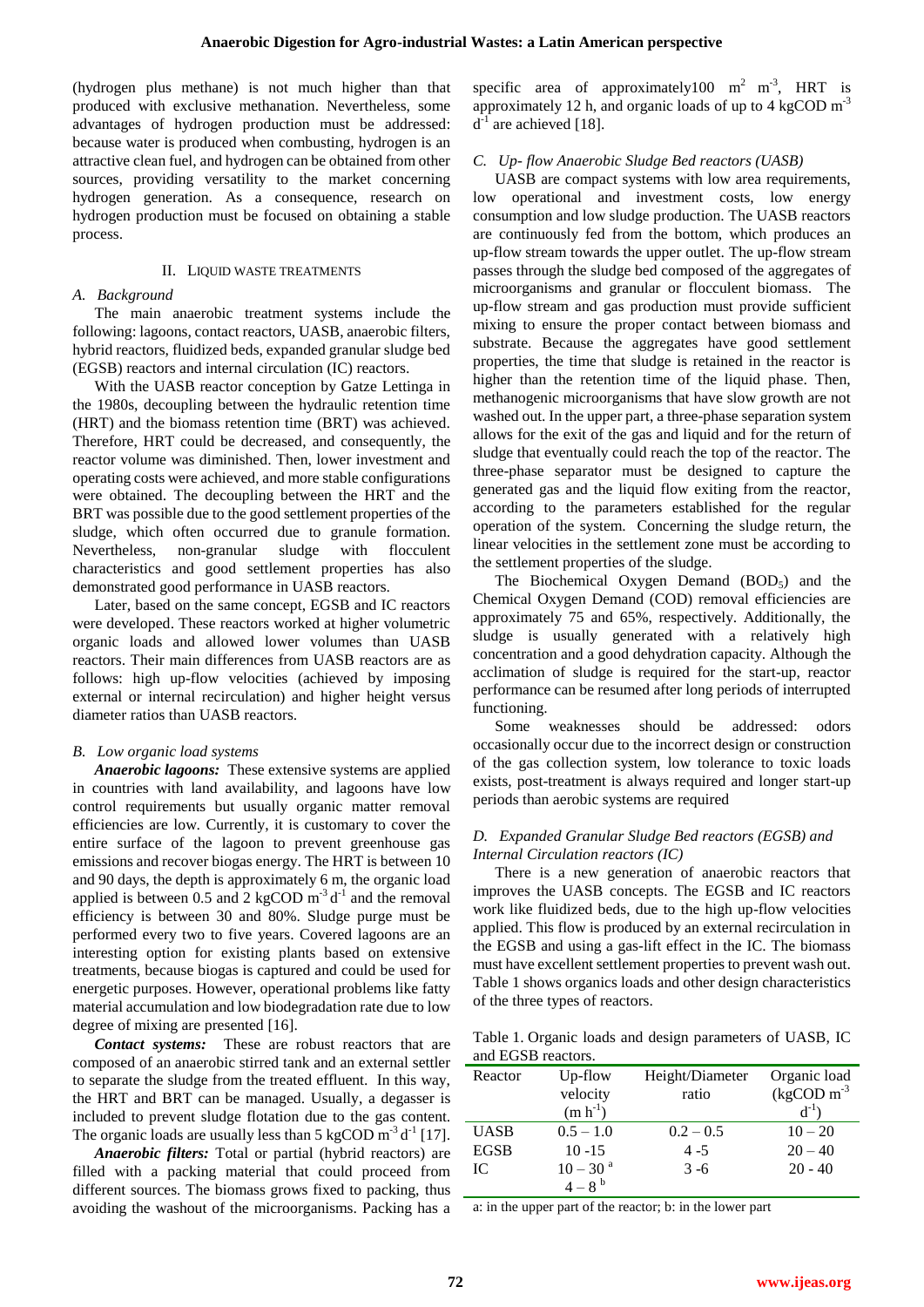(hydrogen plus methane) is not much higher than that produced with exclusive methanation. Nevertheless, some advantages of hydrogen production must be addressed: because water is produced when combusting, hydrogen is an attractive clean fuel, and hydrogen can be obtained from other sources, providing versatility to the market concerning hydrogen generation. As a consequence, research on hydrogen production must be focused on obtaining a stable process.

## II. Liquid Waste Treatments

### A. Background

The main anaerobic treatment systems include the following: lagoons, contact reactors, UASB, anaerobic filters, hybrid reactors, fluidized beds, expanded granular sludge bed (EGSB) reactors and internal circulation (IC) reactors.

With the UASB reactor conception by Gatze Lettinga in the 1980s, decoupling between the hydraulic retention time (HRT) and the biomass retention time (BRT) was achieved. Therefore, HRT could be decreased, and consequently, the reactor volume was diminished. Then, lower investment and operating costs were achieved, and more stable configurations were obtained. The decoupling between the HRT and the BRT was possible due to the good settlement properties of the sludge, which often occurred due to granule formation. Nevertheless, non-granular sludge with flocculent characteristics and good settlement properties has also demonstrated good performance in UASB reactors.

Later, based on the same concept, EGSB and IC reactors were developed. These reactors worked at higher volumetric organic loads and allowed lower volumes than UASB reactors. Their main differences from UASB reactors are as follows: high up-flow velocities (achieved by imposing external or internal recirculation) and higher height versus diameter ratios than UASB reactors.

### B. Low organic load systems

***Anaerobic lagoons:*** These extensive systems are applied in countries with land availability, and lagoons have low control requirements but usually organic matter removal efficiencies are low. Currently, it is customary to cover the entire surface of the lagoon to prevent greenhouse gas emissions and recover biogas energy. The HRT is between 10 and 90 days, the depth is approximately 6 m, the organic load applied is between 0.5 and 2 kgCOD $m^{-3}$ $d^{-1}$ and the removal efficiency is between 30 and 80%. Sludge purge must be performed every two to five years. Covered lagoons are an interesting option for existing plants based on extensive treatments, because biogas is captured and could be used for energetic purposes. However, operational problems like fatty material accumulation and low biodegradation rate due to low degree of mixing are presented [16].

***Contact systems:*** These are robust reactors that are composed of an anaerobic stirred tank and an external settler to separate the sludge from the treated effluent. In this way, the HRT and BRT can be managed. Usually, a degasser is included to prevent sludge flotation due to the gas content. The organic loads are usually less than 5 kgCOD $m^{-3}$ $d^{-1}$ [17].

***Anaerobic filters:*** Total or partial (hybrid reactors) are filled with a packing material that could proceed from different sources. The biomass grows fixed to packing, thus avoiding the washout of the microorganisms. Packing has a specific area of approximately100 $m^2$ $m^{-3}$, HRT is approximately 12 h, and organic loads of up to 4 kgCOD $m^{-3}$ $d^{-1}$ are achieved [18].

### C. Up- flow Anaerobic Sludge Bed reactors (UASB)

UASB are compact systems with low area requirements, low operational and investment costs, low energy consumption and low sludge production. The UASB reactors are continuously fed from the bottom, which produces an up-flow stream towards the upper outlet. The up-flow stream passes through the sludge bed composed of the aggregates of microorganisms and granular or flocculent biomass. The up-flow stream and gas production must provide sufficient mixing to ensure the proper contact between biomass and substrate. Because the aggregates have good settlement properties, the time that sludge is retained in the reactor is higher than the retention time of the liquid phase. Then, methanogenic microorganisms that have slow growth are not washed out. In the upper part, a three-phase separation system allows for the exit of the gas and liquid and for the return of sludge that eventually could reach the top of the reactor. The three-phase separator must be designed to capture the generated gas and the liquid flow exiting from the reactor, according to the parameters established for the regular operation of the system. Concerning the sludge return, the linear velocities in the settlement zone must be according to the settlement properties of the sludge.

The Biochemical Oxygen Demand ($BOD_5$) and the Chemical Oxygen Demand (COD) removal efficiencies are approximately 75 and 65%, respectively. Additionally, the sludge is usually generated with a relatively high concentration and a good dehydration capacity. Although the acclimation of sludge is required for the start-up, reactor performance can be resumed after long periods of interrupted functioning.

Some weaknesses should be addressed: odors occasionally occur due to the incorrect design or construction of the gas collection system, low tolerance to toxic loads exists, post-treatment is always required and longer start-up periods than aerobic systems are required

### D. Expanded Granular Sludge Bed reactors (EGSB) and Internal Circulation reactors (IC)

There is a new generation of anaerobic reactors that improves the UASB concepts. The EGSB and IC reactors work like fluidized beds, due to the high up-flow velocities applied. This flow is produced by an external recirculation in the EGSB and using a gas-lift effect in the IC. The biomass must have excellent settlement properties to prevent wash out. Table 1 shows organics loads and other design characteristics of the three types of reactors.

Table 1. Organic loads and design parameters of UASB, IC and EGSB reactors.

| Reactor | Up-flow velocity ($m\ h^{-1}$) | Height/Diameter ratio | Organic load (kgCOD $m^{-3}$ $d^{-1}$) |
|---|---|---|---|
| UASB | 0.5 – 1.0 | 0.2 – 0.5 | 10 – 20 |
| EGSB | 10 -15 | 4 -5 | 20 – 40 |
| IC | 10 – 30 [a] <br> 4 – 8 [b] | 3 -6 | 20 - 40 |

a: in the upper part of the reactor; b: in the lower part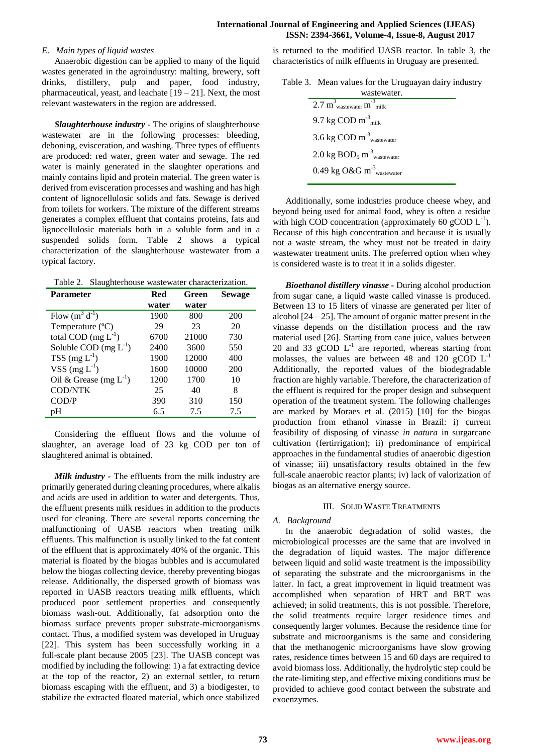### E. Main types of liquid wastes

Anaerobic digestion can be applied to many of the liquid wastes generated in the agroindustry: malting, brewery, soft drinks, distillery, pulp and paper, food industry, pharmaceutical, yeast, and leachate [19 – 21]. Next, the most relevant wastewaters in the region are addressed.

***Slaughterhouse industry*** - The origins of slaughterhouse wastewater are in the following processes: bleeding, deboning, evisceration, and washing. Three types of effluents are produced: red water, green water and sewage. The red water is mainly generated in the slaughter operations and mainly contains lipid and protein material. The green water is derived from evisceration processes and washing and has high content of lignocellulosic solids and fats. Sewage is derived from toilets for workers. The mixture of the different streams generates a complex effluent that contains proteins, fats and lignocellulosic materials both in a soluble form and in a suspended solids form. Table 2 shows a typical characterization of the slaughterhouse wastewater from a typical factory.

Table 2. Slaughterhouse wastewater characterization.

| Parameter | Red water | Green water | Sewage |
|---|---|---|---|
| Flow ($m^3\ d^{-1}$) | 1900 | 800 | 200 |
| Temperature (ºC) | 29 | 23 | 20 |
| total COD ($mg\ L^{-1}$) | 6700 | 21000 | 730 |
| Soluble COD ($mg\ L^{-1}$) | 2400 | 3600 | 550 |
| TSS ($mg\ L^{-1}$) | 1900 | 12000 | 400 |
| VSS ($mg\ L^{-1}$) | 1600 | 10000 | 200 |
| Oil & Grease ($mg\ L^{-1}$) | 1200 | 1700 | 10 |
| COD/NTK | 25 | 40 | 8 |
| COD/P | 390 | 310 | 150 |
| pH | 6.5 | 7.5 | 7.5 |

Considering the effluent flows and the volume of slaughter, an average load of 23 kg COD per ton of slaughtered animal is obtained.

***Milk industry*** - The effluents from the milk industry are primarily generated during cleaning procedures, where alkalis and acids are used in addition to water and detergents. Thus, the effluent presents milk residues in addition to the products used for cleaning. There are several reports concerning the malfunctioning of UASB reactors when treating milk effluents. This malfunction is usually linked to the fat content of the effluent that is approximately 40% of the organic. This material is floated by the biogas bubbles and is accumulated below the biogas collecting device, thereby preventing biogas release. Additionally, the dispersed growth of biomass was reported in UASB reactors treating milk effluents, which produced poor settlement properties and consequently biomass wash-out. Additionally, fat adsorption onto the biomass surface prevents proper substrate-microorganisms contact. Thus, a modified system was developed in Uruguay [22]. This system has been successfully working in a full-scale plant because 2005 [23]. The UASB concept was modified by including the following: 1) a fat extracting device at the top of the reactor, 2) an external settler, to return biomass escaping with the effluent, and 3) a biodigester, to stabilize the extracted floated material, which once stabilized is returned to the modified UASB reactor. In table 3, the characteristics of milk effluents in Uruguay are presented.

Table 3. Mean values for the Uruguayan dairy industry wastewater.

| |
|---|
| 2.7 $m^3_{wastewater}\ m^{-3}_{milk}$ |
| 9.7 kg COD $m^{-3}_{milk}$ |
| 3.6 kg COD $m^{-3}_{wastewater}$ |
| 2.0 kg $BOD_5$ $m^{-3}_{wastewater}$ |
| 0.49 kg O&G $m^{-3}_{wastewater}$ |

Additionally, some industries produce cheese whey, and beyond being used for animal food, whey is often a residue with high COD concentration (approximately 60 gCOD $L^{-1}$). Because of this high concentration and because it is usually not a waste stream, the whey must not be treated in dairy wastewater treatment units. The preferred option when whey is considered waste is to treat it in a solids digester.

***Bioethanol distillery vinasse*** - During alcohol production from sugar cane, a liquid waste called vinasse is produced. Between 13 to 15 liters of vinasse are generated per liter of alcohol [24 – 25]. The amount of organic matter present in the vinasse depends on the distillation process and the raw material used [26]. Starting from cane juice, values between 20 and 33 gCOD $L^{-1}$ are reported, whereas starting from molasses, the values are between 48 and 120 gCOD $L^{-1}$ Additionally, the reported values of the biodegradable fraction are highly variable. Therefore, the characterization of the effluent is required for the proper design and subsequent operation of the treatment system. The following challenges are marked by Moraes et al. (2015) [10] for the biogas production from ethanol vinasse in Brazil: i) current feasibility of disposing of vinasse *in natura* in surgarcane cultivation (fertirrigation); ii) predominance of empirical approaches in the fundamental studies of anaerobic digestion of vinasse; iii) unsatisfactory results obtained in the few full-scale anaerobic reactor plants; iv) lack of valorization of biogas as an alternative energy source.

## III. Solid Waste Treatments

### A. Background

In the anaerobic degradation of solid wastes, the microbiological processes are the same that are involved in the degradation of liquid wastes. The major difference between liquid and solid waste treatment is the impossibility of separating the substrate and the microorganisms in the latter. In fact, a great improvement in liquid treatment was accomplished when separation of HRT and BRT was achieved; in solid treatments, this is not possible. Therefore, the solid treatments require larger residence times and consequently larger volumes. Because the residence time for substrate and microorganisms is the same and considering that the methanogenic microorganisms have slow growing rates, residence times between 15 and 60 days are required to avoid biomass loss. Additionally, the hydrolytic step could be the rate-limiting step, and effective mixing conditions must be provided to achieve good contact between the substrate and exoenzymes.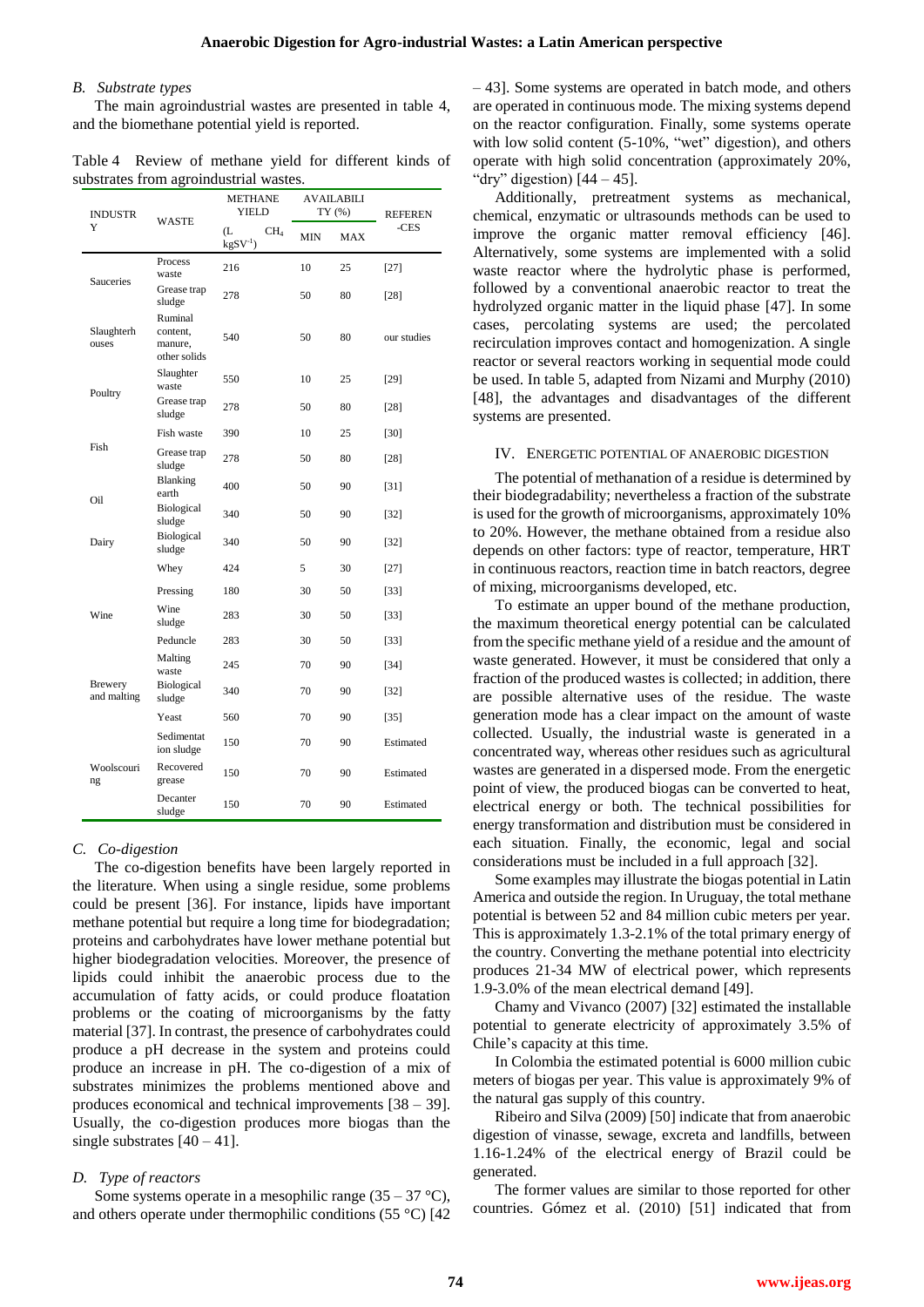### B. Substrate types

The main agroindustrial wastes are presented in table 4, and the biomethane potential yield is reported.

Table 4 Review of methane yield for different kinds of substrates from agroindustrial wastes.

| INDUSTRY | WASTE | METHANE YIELD | AVAILABILITY (%) | | REFERENCES |
|---|---|---|---|---|---|
| | | (L $CH_4$ $kgSV^{-1}$) | MIN | MAX | |
| Sauceries | Process waste | 216 | 10 | 25 | [27] |
| | Grease trap sludge | 278 | 50 | 80 | [28] |
| Slaughterhouses | Ruminal content, manure, other solids | 540 | 50 | 80 | our studies |
| Poultry | Slaughter waste | 550 | 10 | 25 | [29] |
| | Grease trap sludge | 278 | 50 | 80 | [28] |
| Fish | Fish waste | 390 | 10 | 25 | [30] |
| | Grease trap sludge | 278 | 50 | 80 | [28] |
| Oil | Blanking earth | 400 | 50 | 90 | [31] |
| | Biological sludge | 340 | 50 | 90 | [32] |
| Dairy | Biological sludge | 340 | 50 | 90 | [32] |
| | Whey | 424 | 5 | 30 | [27] |
| Wine | Pressing | 180 | 30 | 50 | [33] |
| | Wine sludge | 283 | 30 | 50 | [33] |
| | Peduncle | 283 | 30 | 50 | [33] |
| Brewery and malting | Malting waste | 245 | 70 | 90 | [34] |
| | Biological sludge | 340 | 70 | 90 | [32] |
| | Yeast | 560 | 70 | 90 | [35] |
| Woolscouring | Sedimentation sludge | 150 | 70 | 90 | Estimated |
| | Recovered grease | 150 | 70 | 90 | Estimated |
| | Decanter sludge | 150 | 70 | 90 | Estimated |

### C. Co-digestion

The co-digestion benefits have been largely reported in the literature. When using a single residue, some problems could be present [36]. For instance, lipids have important methane potential but require a long time for biodegradation; proteins and carbohydrates have lower methane potential but higher biodegradation velocities. Moreover, the presence of lipids could inhibit the anaerobic process due to the accumulation of fatty acids, or could produce floatation problems or the coating of microorganisms by the fatty material [37]. In contrast, the presence of carbohydrates could produce a pH decrease in the system and proteins could produce an increase in pH. The co-digestion of a mix of substrates minimizes the problems mentioned above and produces economical and technical improvements [38 – 39]. Usually, the co-digestion produces more biogas than the single substrates [40 – 41].

### D. Type of reactors

Some systems operate in a mesophilic range (35 – 37 °C), and others operate under thermophilic conditions (55 °C) [42 – 43]. Some systems are operated in batch mode, and others are operated in continuous mode. The mixing systems depend on the reactor configuration. Finally, some systems operate with low solid content (5-10%, "wet" digestion), and others operate with high solid concentration (approximately 20%, "dry" digestion) [44 – 45].

Additionally, pretreatment systems as mechanical, chemical, enzymatic or ultrasounds methods can be used to improve the organic matter removal efficiency [46]. Alternatively, some systems are implemented with a solid waste reactor where the hydrolytic phase is performed, followed by a conventional anaerobic reactor to treat the hydrolyzed organic matter in the liquid phase [47]. In some cases, percolating systems are used; the percolated recirculation improves contact and homogenization. A single reactor or several reactors working in sequential mode could be used. In table 5, adapted from Nizami and Murphy (2010) [48], the advantages and disadvantages of the different systems are presented.

## IV. ENERGETIC POTENTIAL OF ANAEROBIC DIGESTION

The potential of methanation of a residue is determined by their biodegradability; nevertheless a fraction of the substrate is used for the growth of microorganisms, approximately 10% to 20%. However, the methane obtained from a residue also depends on other factors: type of reactor, temperature, HRT in continuous reactors, reaction time in batch reactors, degree of mixing, microorganisms developed, etc.

To estimate an upper bound of the methane production, the maximum theoretical energy potential can be calculated from the specific methane yield of a residue and the amount of waste generated. However, it must be considered that only a fraction of the produced wastes is collected; in addition, there are possible alternative uses of the residue. The waste generation mode has a clear impact on the amount of waste collected. Usually, the industrial waste is generated in a concentrated way, whereas other residues such as agricultural wastes are generated in a dispersed mode. From the energetic point of view, the produced biogas can be converted to heat, electrical energy or both. The technical possibilities for energy transformation and distribution must be considered in each situation. Finally, the economic, legal and social considerations must be included in a full approach [32].

Some examples may illustrate the biogas potential in Latin America and outside the region. In Uruguay, the total methane potential is between 52 and 84 million cubic meters per year. This is approximately 1.3-2.1% of the total primary energy of the country. Converting the methane potential into electricity produces 21-34 MW of electrical power, which represents 1.9-3.0% of the mean electrical demand [49].

Chamy and Vivanco (2007) [32] estimated the installable potential to generate electricity of approximately 3.5% of Chile's capacity at this time.

In Colombia the estimated potential is 6000 million cubic meters of biogas per year. This value is approximately 9% of the natural gas supply of this country.

Ribeiro and Silva (2009) [50] indicate that from anaerobic digestion of vinasse, sewage, excreta and landfills, between 1.16-1.24% of the electrical energy of Brazil could be generated.

The former values are similar to those reported for other countries. Gómez et al. (2010) [51] indicated that from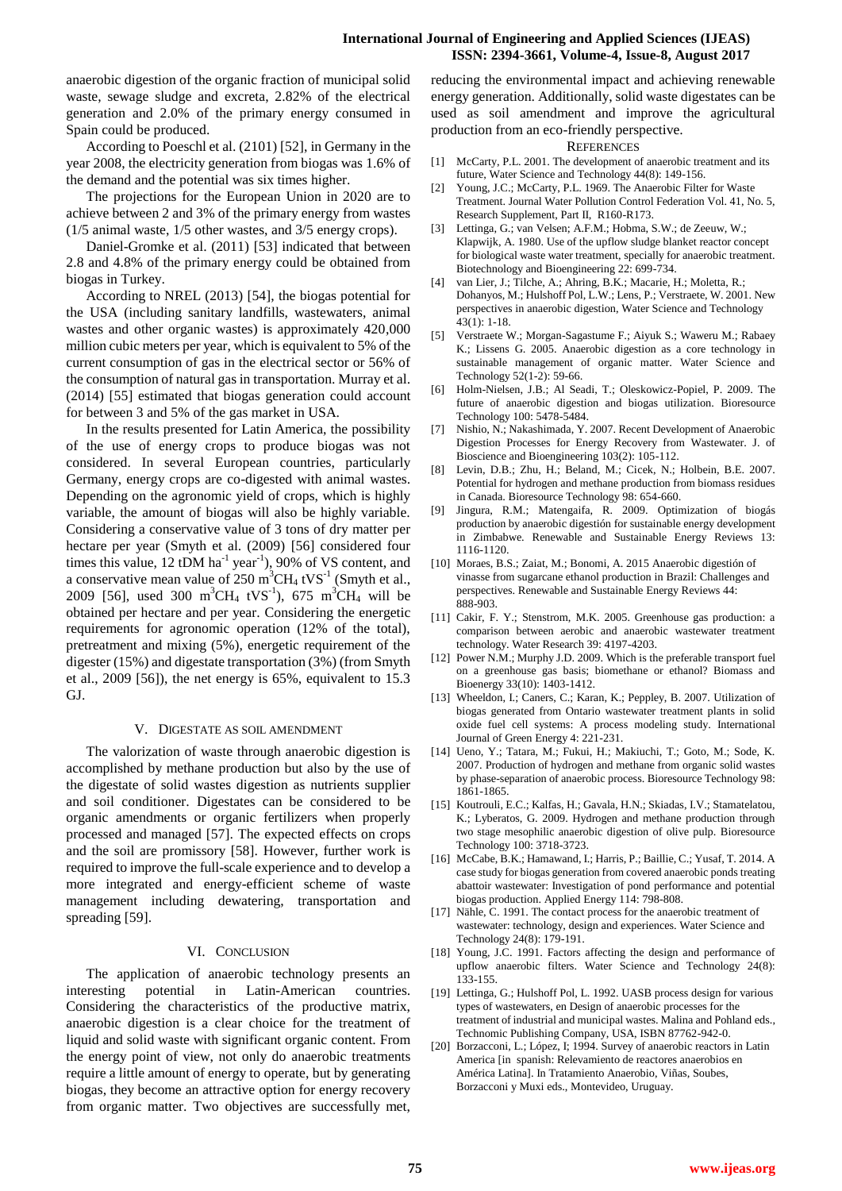anaerobic digestion of the organic fraction of municipal solid waste, sewage sludge and excreta, 2.82% of the electrical generation and 2.0% of the primary energy consumed in Spain could be produced.

According to Poeschl et al. (2101) [52], in Germany in the year 2008, the electricity generation from biogas was 1.6% of the demand and the potential was six times higher.

The projections for the European Union in 2020 are to achieve between 2 and 3% of the primary energy from wastes (1/5 animal waste, 1/5 other wastes, and 3/5 energy crops).

Daniel-Gromke et al. (2011) [53] indicated that between 2.8 and 4.8% of the primary energy could be obtained from biogas in Turkey.

According to NREL (2013) [54], the biogas potential for the USA (including sanitary landfills, wastewaters, animal wastes and other organic wastes) is approximately 420,000 million cubic meters per year, which is equivalent to 5% of the current consumption of gas in the electrical sector or 56% of the consumption of natural gas in transportation. Murray et al. (2014) [55] estimated that biogas generation could account for between 3 and 5% of the gas market in USA.

In the results presented for Latin America, the possibility of the use of energy crops to produce biogas was not considered. In several European countries, particularly Germany, energy crops are co-digested with animal wastes. Depending on the agronomic yield of crops, which is highly variable, the amount of biogas will also be highly variable. Considering a conservative value of 3 tons of dry matter per hectare per year (Smyth et al. (2009) [56] considered four times this value, 12 tDM $ha^{-1}$ $year^{-1}$), 90% of VS content, and a conservative mean value of 250 $m^3CH_4$ $tVS^{-1}$ (Smyth et al., 2009 [56], used 300 $m^3CH_4$ $tVS^{-1}$), 675 $m^3CH_4$ will be obtained per hectare and per year. Considering the energetic requirements for agronomic operation (12% of the total), pretreatment and mixing (5%), energetic requirement of the digester (15%) and digestate transportation (3%) (from Smyth et al., 2009 [56]), the net energy is 65%, equivalent to 15.3 GJ.

## V. Digestate as Soil Amendment

The valorization of waste through anaerobic digestion is accomplished by methane production but also by the use of the digestate of solid wastes digestion as nutrients supplier and soil conditioner. Digestates can be considered to be organic amendments or organic fertilizers when properly processed and managed [57]. The expected effects on crops and the soil are promissory [58]. However, further work is required to improve the full-scale experience and to develop a more integrated and energy-efficient scheme of waste management including dewatering, transportation and spreading [59].

## VI. Conclusion

The application of anaerobic technology presents an interesting potential in Latin-American countries. Considering the characteristics of the productive matrix, anaerobic digestion is a clear choice for the treatment of liquid and solid waste with significant organic content. From the energy point of view, not only do anaerobic treatments require a little amount of energy to operate, but by generating biogas, they become an attractive option for energy recovery from organic matter. Two objectives are successfully met, reducing the environmental impact and achieving renewable energy generation. Additionally, solid waste digestates can be used as soil amendment and improve the agricultural production from an eco-friendly perspective.

## References

[1] McCarty, P.L. 2001. The development of anaerobic treatment and its future, Water Science and Technology 44(8): 149-156.

[2] Young, J.C.; McCarty, P.L. 1969. The Anaerobic Filter for Waste Treatment. Journal Water Pollution Control Federation Vol. 41, No. 5, Research Supplement, Part II, R160-R173.

[3] Lettinga, G.; van Velsen; A.F.M.; Hobma, S.W.; de Zeeuw, W.; Klapwijk, A. 1980. Use of the upflow sludge blanket reactor concept for biological waste water treatment, specially for anaerobic treatment. Biotechnology and Bioengineering 22: 699-734.

[4] van Lier, J.; Tilche, A.; Ahring, B.K.; Macarie, H.; Moletta, R.; Dohanyos, M.; Hulshoff Pol, L.W.; Lens, P.; Verstraete, W. 2001. New perspectives in anaerobic digestion, Water Science and Technology 43(1): 1-18.

[5] Verstraete W.; Morgan-Sagastume F.; Aiyuk S.; Waweru M.; Rabaey K.; Lissens G. 2005. Anaerobic digestion as a core technology in sustainable management of organic matter. Water Science and Technology 52(1-2): 59-66.

[6] Holm-Nielsen, J.B.; Al Seadi, T.; Oleskowicz-Popiel, P. 2009. The future of anaerobic digestion and biogas utilization. Bioresource Technology 100: 5478-5484.

[7] Nishio, N.; Nakashimada, Y. 2007. Recent Development of Anaerobic Digestion Processes for Energy Recovery from Wastewater. J. of Bioscience and Bioengineering 103(2): 105-112.

[8] Levin, D.B.; Zhu, H.; Beland, M.; Cicek, N.; Holbein, B.E. 2007. Potential for hydrogen and methane production from biomass residues in Canada. Bioresource Technology 98: 654-660.

[9] Jingura, R.M.; Matengaifa, R. 2009. Optimization of biogás production by anaerobic digestión for sustainable energy development in Zimbabwe. Renewable and Sustainable Energy Reviews 13: 1116-1120.

[10] Moraes, B.S.; Zaiat, M.; Bonomi, A. 2015 Anaerobic digestión of vinasse from sugarcane ethanol production in Brazil: Challenges and perspectives. Renewable and Sustainable Energy Reviews 44: 888-903.

[11] Cakir, F. Y.; Stenstrom, M.K. 2005. Greenhouse gas production: a comparison between aerobic and anaerobic wastewater treatment technology. Water Research 39: 4197-4203.

[12] Power N.M.; Murphy J.D. 2009. Which is the preferable transport fuel on a greenhouse gas basis; biomethane or ethanol? Biomass and Bioenergy 33(10): 1403-1412.

[13] Wheeldon, I.; Caners, C.; Karan, K.; Peppley, B. 2007. Utilization of biogas generated from Ontario wastewater treatment plants in solid oxide fuel cell systems: A process modeling study. International Journal of Green Energy 4: 221-231.

[14] Ueno, Y.; Tatara, M.; Fukui, H.; Makiuchi, T.; Goto, M.; Sode, K. 2007. Production of hydrogen and methane from organic solid wastes by phase-separation of anaerobic process. Bioresource Technology 98: 1861-1865.

[15] Koutrouli, E.C.; Kalfas, H.; Gavala, H.N.; Skiadas, I.V.; Stamatelatou, K.; Lyberatos, G. 2009. Hydrogen and methane production through two stage mesophilic anaerobic digestion of olive pulp. Bioresource Technology 100: 3718-3723.

[16] McCabe, B.K.; Hamawand, I.; Harris, P.; Baillie, C.; Yusaf, T. 2014. A case study for biogas generation from covered anaerobic ponds treating abattoir wastewater: Investigation of pond performance and potential biogas production. Applied Energy 114: 798-808.

[17] Nähle, C. 1991. The contact process for the anaerobic treatment of wastewater: technology, design and experiences. Water Science and Technology 24(8): 179-191.

[18] Young, J.C. 1991. Factors affecting the design and performance of upflow anaerobic filters. Water Science and Technology 24(8): 133-155.

[19] Lettinga, G.; Hulshoff Pol, L. 1992. UASB process design for various types of wastewaters, en Design of anaerobic processes for the treatment of industrial and municipal wastes. Malina and Pohland eds., Technomic Publishing Company, USA, ISBN 87762-942-0.

[20] Borzacconi, L.; López, I; 1994. Survey of anaerobic reactors in Latin America [in spanish: Relevamiento de reactores anaerobios en América Latina]. In Tratamiento Anaerobio, Viñas, Soubes, Borzacconi y Muxi eds., Montevideo, Uruguay.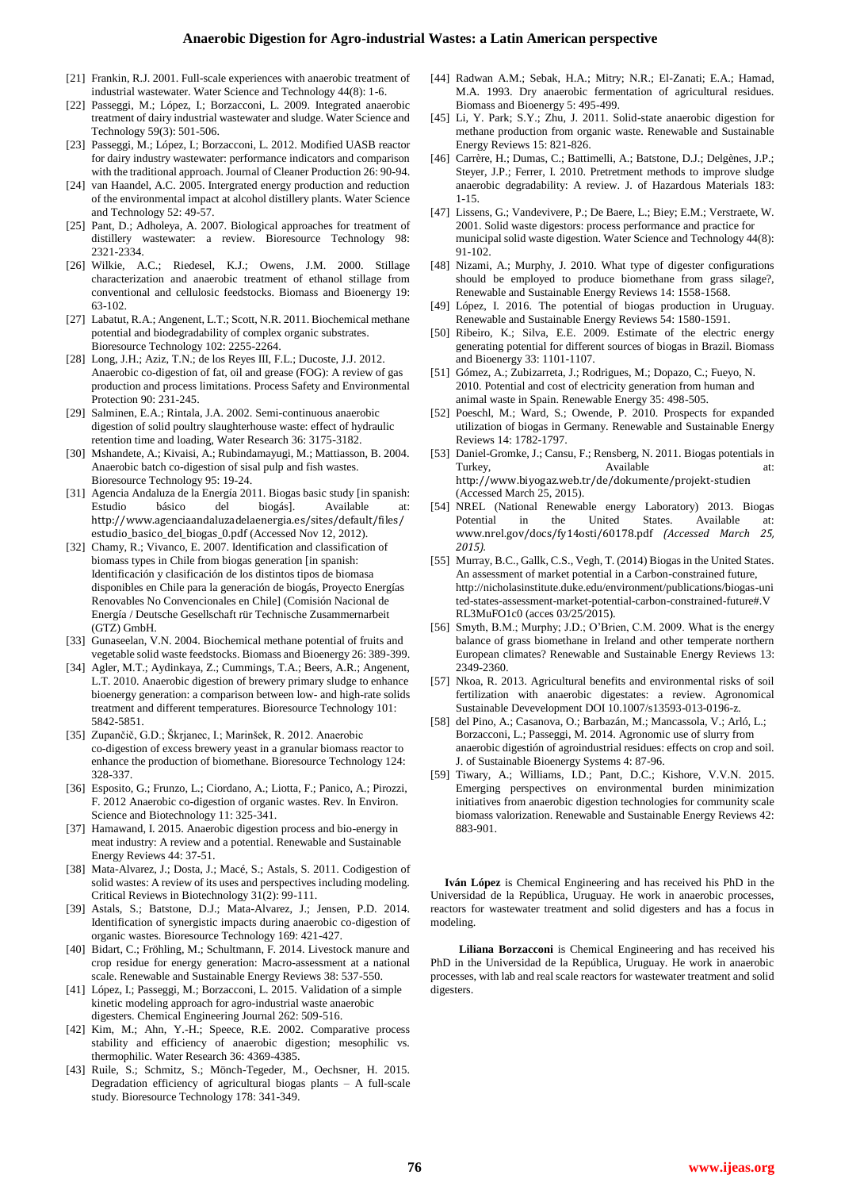[21] Frankin, R.J. 2001. Full-scale experiences with anaerobic treatment of industrial wastewater. Water Science and Technology 44(8): 1-6.

[22] Passeggi, M.; López, I.; Borzacconi, L. 2009. Integrated anaerobic treatment of dairy industrial wastewater and sludge. Water Science and Technology 59(3): 501-506.

[23] Passeggi, M.; López, I.; Borzacconi, L. 2012. Modified UASB reactor for dairy industry wastewater: performance indicators and comparison with the traditional approach. Journal of Cleaner Production 26: 90-94.

[24] van Haandel, A.C. 2005. Intergrated energy production and reduction of the environmental impact at alcohol distillery plants. Water Science and Technology 52: 49-57.

[25] Pant, D.; Adholeya, A. 2007. Biological approaches for treatment of distillery wastewater: a review. Bioresource Technology 98: 2321-2334.

[26] Wilkie, A.C.; Riedesel, K.J.; Owens, J.M. 2000. Stillage characterization and anaerobic treatment of ethanol stillage from conventional and cellulosic feedstocks. Biomass and Bioenergy 19: 63-102.

[27] Labatut, R.A.; Angenent, L.T.; Scott, N.R. 2011. Biochemical methane potential and biodegradability of complex organic substrates. Bioresource Technology 102: 2255-2264.

[28] Long, J.H.; Aziz, T.N.; de los Reyes III, F.L.; Ducoste, J.J. 2012. Anaerobic co-digestion of fat, oil and grease (FOG): A review of gas production and process limitations. Process Safety and Environmental Protection 90: 231-245.

[29] Salminen, E.A.; Rintala, J.A. 2002. Semi-continuous anaerobic digestion of solid poultry slaughterhouse waste: effect of hydraulic retention time and loading, Water Research 36: 3175-3182.

[30] Mshandete, A.; Kivaisi, A.; Rubindamayugi, M.; Mattiasson, B. 2004. Anaerobic batch co-digestion of sisal pulp and fish wastes. Bioresource Technology 95: 19-24.

[31] Agencia Andaluza de la Energía 2011. Biogas basic study [in spanish: Estudio básico del biogás]. Available at: http://www.agenciaandaluzadelaenergia.es/sites/default/files/estudio_basico_del_biogas_0.pdf (Accessed Nov 12, 2012).

[32] Chamy, R.; Vivanco, E. 2007. Identification and classification of biomass types in Chile from biogas generation [in spanish: Identificación y clasificación de los distintos tipos de biomasa disponibles en Chile para la generación de biogás, Proyecto Energías Renovables No Convencionales en Chile] (Comisión Nacional de Energía / Deutsche Gesellschaft rür Technische Zusammernarbeit (GTZ) GmbH.

[33] Gunaseelan, V.N. 2004. Biochemical methane potential of fruits and vegetable solid waste feedstocks. Biomass and Bioenergy 26: 389-399.

[34] Agler, M.T.; Aydinkaya, Z.; Cummings, T.A.; Beers, A.R.; Angenent, L.T. 2010. Anaerobic digestion of brewery primary sludge to enhance bioenergy generation: a comparison between low- and high-rate solids treatment and different temperatures. Bioresource Technology 101: 5842-5851.

[35] Zupančič, G.D.; Škrjanec, I.; Marinšek, R. 2012. Anaerobic co-digestion of excess brewery yeast in a granular biomass reactor to enhance the production of biomethane. Bioresource Technology 124: 328-337.

[36] Esposito, G.; Frunzo, L.; Ciordano, A.; Liotta, F.; Panico, A.; Pirozzi, F. 2012 Anaerobic co-digestion of organic wastes. Rev. In Environ. Science and Biotechnology 11: 325-341.

[37] Hamawand, I. 2015. Anaerobic digestion process and bio-energy in meat industry: A review and a potential. Renewable and Sustainable Energy Reviews 44: 37-51.

[38] Mata-Alvarez, J.; Dosta, J.; Macé, S.; Astals, S. 2011. Codigestion of solid wastes: A review of its uses and perspectives including modeling. Critical Reviews in Biotechnology 31(2): 99-111.

[39] Astals, S.; Batstone, D.J.; Mata-Alvarez, J.; Jensen, P.D. 2014. Identification of synergistic impacts during anaerobic co-digestion of organic wastes. Bioresource Technology 169: 421-427.

[40] Bidart, C.; Fröhling, M.; Schultmann, F. 2014. Livestock manure and crop residue for energy generation: Macro-assessment at a national scale. Renewable and Sustainable Energy Reviews 38: 537-550.

[41] López, I.; Passeggi, M.; Borzacconi, L. 2015. Validation of a simple kinetic modeling approach for agro-industrial waste anaerobic digesters. Chemical Engineering Journal 262: 509-516.

[42] Kim, M.; Ahn, Y.-H.; Speece, R.E. 2002. Comparative process stability and efficiency of anaerobic digestion; mesophilic vs. thermophilic. Water Research 36: 4369-4385.

[43] Ruile, S.; Schmitz, S.; Mönch-Tegeder, M., Oechsner, H. 2015. Degradation efficiency of agricultural biogas plants – A full-scale study. Bioresource Technology 178: 341-349.

[44] Radwan A.M.; Sebak, H.A.; Mitry; N.R.; El-Zanati; E.A.; Hamad, M.A. 1993. Dry anaerobic fermentation of agricultural residues. Biomass and Bioenergy 5: 495-499.

[45] Li, Y. Park; S.Y.; Zhu, J. 2011. Solid-state anaerobic digestion for methane production from organic waste. Renewable and Sustainable Energy Reviews 15: 821-826.

[46] Carrère, H.; Dumas, C.; Battimelli, A.; Batstone, D.J.; Delgènes, J.P.; Steyer, J.P.; Ferrer, I. 2010. Pretretment methods to improve sludge anaerobic degradability: A review. J. of Hazardous Materials 183: 1-15.

[47] Lissens, G.; Vandevivere, P.; De Baere, L.; Biey; E.M.; Verstraete, W. 2001. Solid waste digestors: process performance and practice for municipal solid waste digestion. Water Science and Technology 44(8): 91-102.

[48] Nizami, A.; Murphy, J. 2010. What type of digester configurations should be employed to produce biomethane from grass silage?, Renewable and Sustainable Energy Reviews 14: 1558-1568.

[49] López, I. 2016. The potential of biogas production in Uruguay. Renewable and Sustainable Energy Reviews 54: 1580-1591.

[50] Ribeiro, K.; Silva, E.E. 2009. Estimate of the electric energy generating potential for different sources of biogas in Brazil. Biomass and Bioenergy 33: 1101-1107.

[51] Gómez, A.; Zubizarreta, J.; Rodrigues, M.; Dopazo, C.; Fueyo, N. 2010. Potential and cost of electricity generation from human and animal waste in Spain. Renewable Energy 35: 498-505.

[52] Poeschl, M.; Ward, S.; Owende, P. 2010. Prospects for expanded utilization of biogas in Germany. Renewable and Sustainable Energy Reviews 14: 1782-1797.

[53] Daniel-Gromke, J.; Cansu, F.; Rensberg, N. 2011. Biogas potentials in Turkey, Available at: http://www.biyogaz.web.tr/de/dokumente/projekt-studien (Accessed March 25, 2015).

[54] NREL (National Renewable energy Laboratory) 2013. Biogas Potential in the United States. Available at: www.nrel.gov/docs/fy14osti/60178.pdf *(Accessed March 25, 2015).*

[55] Murray, B.C., Gallk, C.S., Vegh, T. (2014) Biogas in the United States. An assessment of market potential in a Carbon-constrained future, http://nicholasinstitute.duke.edu/environment/publications/biogas-united-states-assessment-market-potential-carbon-constrained-future#.VRL3MuFO1c0 (acces 03/25/2015).

[56] Smyth, B.M.; Murphy; J.D.; O'Brien, C.M. 2009. What is the energy balance of grass biomethane in Ireland and other temperate northern European climates? Renewable and Sustainable Energy Reviews 13: 2349-2360.

[57] Nkoa, R. 2013. Agricultural benefits and environmental risks of soil fertilization with anaerobic digestates: a review. Agronomical Sustainable Devevelopment DOI 10.1007/s13593-013-0196-z.

[58] del Pino, A.; Casanova, O.; Barbazán, M.; Mancassola, V.; Arló, L.; Borzacconi, L.; Passeggi, M. 2014. Agronomic use of slurry from anaerobic digestión of agroindustrial residues: effects on crop and soil. J. of Sustainable Bioenergy Systems 4: 87-96.

[59] Tiwary, A.; Williams, I.D.; Pant, D.C.; Kishore, V.V.N. 2015. Emerging perspectives on environmental burden minimization initiatives from anaerobic digestion technologies for community scale biomass valorization. Renewable and Sustainable Energy Reviews 42: 883-901.

**Iván López** is Chemical Engineering and has received his PhD in the Universidad de la República, Uruguay. He work in anaerobic processes, reactors for wastewater treatment and solid digesters and has a focus in modeling.

**Liliana Borzacconi** is Chemical Engineering and has received his PhD in the Universidad de la República, Uruguay. He work in anaerobic processes, with lab and real scale reactors for wastewater treatment and solid digesters.